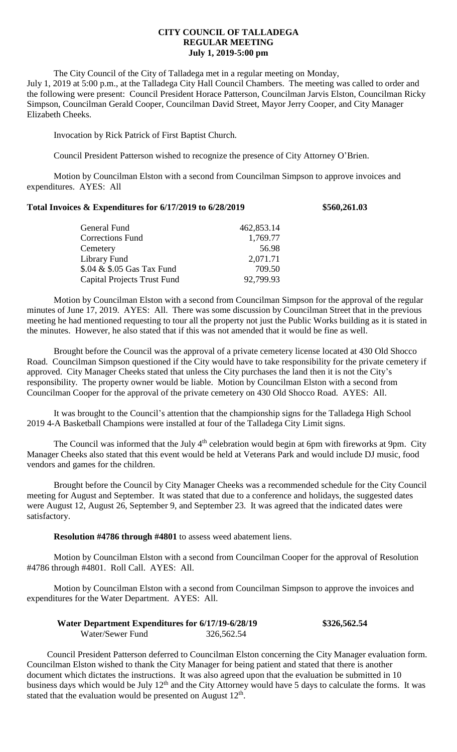# CITY COUNCIL OF TALLADEGA
## REGULAR MEETING
### July 1, 2019-5:00 pm

The City Council of the City of Talladega met in a regular meeting on Monday, July 1, 2019 at 5:00 p.m., at the Talladega City Hall Council Chambers. The meeting was called to order and the following were present: Council President Horace Patterson, Councilman Jarvis Elston, Councilman Ricky Simpson, Councilman Gerald Cooper, Councilman David Street, Mayor Jerry Cooper, and City Manager Elizabeth Cheeks.

Invocation by Rick Patrick of First Baptist Church.

Council President Patterson wished to recognize the presence of City Attorney O'Brien.

Motion by Councilman Elston with a second from Councilman Simpson to approve invoices and expenditures. AYES: All

**Total Invoices & Expenditures for 6/17/2019 to 6/28/2019 $560,261.03**

| | |
|---|---|
| General Fund | 462,853.14 |
| Corrections Fund | 1,769.77 |
| Cemetery | 56.98 |
| Library Fund | 2,071.71 |
| $.04 & $.05 Gas Tax Fund | 709.50 |
| Capital Projects Trust Fund | 92,799.93 |

Motion by Councilman Elston with a second from Councilman Simpson for the approval of the regular minutes of June 17, 2019. AYES: All. There was some discussion by Councilman Street that in the previous meeting he had mentioned requesting to tour all the property not just the Public Works building as it is stated in the minutes. However, he also stated that if this was not amended that it would be fine as well.

Brought before the Council was the approval of a private cemetery license located at 430 Old Shocco Road. Councilman Simpson questioned if the City would have to take responsibility for the private cemetery if approved. City Manager Cheeks stated that unless the City purchases the land then it is not the City's responsibility. The property owner would be liable. Motion by Councilman Elston with a second from Councilman Cooper for the approval of the private cemetery on 430 Old Shocco Road. AYES: All.

It was brought to the Council's attention that the championship signs for the Talladega High School 2019 4-A Basketball Champions were installed at four of the Talladega City Limit signs.

The Council was informed that the July 4th celebration would begin at 6pm with fireworks at 9pm. City Manager Cheeks also stated that this event would be held at Veterans Park and would include DJ music, food vendors and games for the children.

Brought before the Council by City Manager Cheeks was a recommended schedule for the City Council meeting for August and September. It was stated that due to a conference and holidays, the suggested dates were August 12, August 26, September 9, and September 23. It was agreed that the indicated dates were satisfactory.

**Resolution #4786 through #4801** to assess weed abatement liens.

Motion by Councilman Elston with a second from Councilman Cooper for the approval of Resolution #4786 through #4801. Roll Call. AYES: All.

Motion by Councilman Elston with a second from Councilman Simpson to approve the invoices and expenditures for the Water Department. AYES: All.

**Water Department Expenditures for 6/17/19-6/28/19 $326,562.54**

| | |
|---|---|
| Water/Sewer Fund | 326,562.54 |

Council President Patterson deferred to Councilman Elston concerning the City Manager evaluation form. Councilman Elston wished to thank the City Manager for being patient and stated that there is another document which dictates the instructions. It was also agreed upon that the evaluation be submitted in 10 business days which would be July 12th and the City Attorney would have 5 days to calculate the forms. It was stated that the evaluation would be presented on August 12th.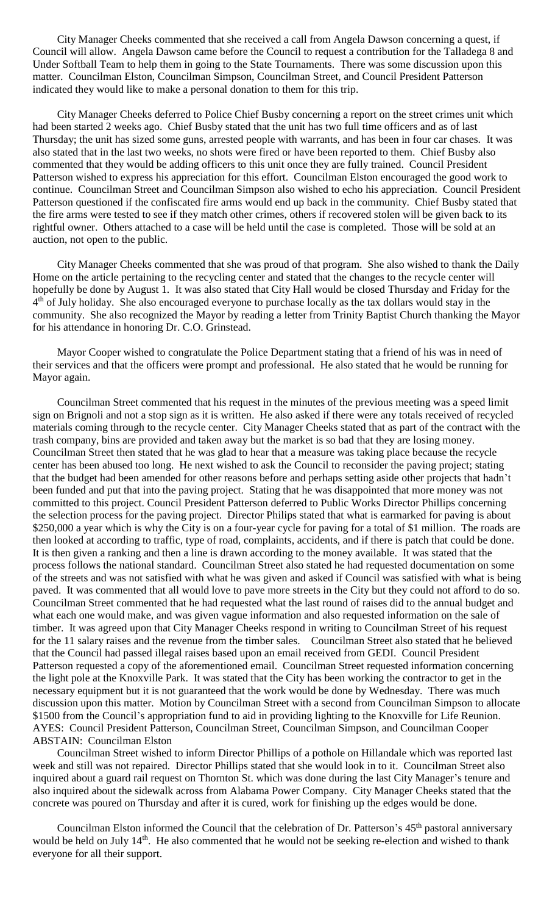City Manager Cheeks commented that she received a call from Angela Dawson concerning a quest, if Council will allow. Angela Dawson came before the Council to request a contribution for the Talladega 8 and Under Softball Team to help them in going to the State Tournaments. There was some discussion upon this matter. Councilman Elston, Councilman Simpson, Councilman Street, and Council President Patterson indicated they would like to make a personal donation to them for this trip.

City Manager Cheeks deferred to Police Chief Busby concerning a report on the street crimes unit which had been started 2 weeks ago. Chief Busby stated that the unit has two full time officers and as of last Thursday; the unit has sized some guns, arrested people with warrants, and has been in four car chases. It was also stated that in the last two weeks, no shots were fired or have been reported to them. Chief Busby also commented that they would be adding officers to this unit once they are fully trained. Council President Patterson wished to express his appreciation for this effort. Councilman Elston encouraged the good work to continue. Councilman Street and Councilman Simpson also wished to echo his appreciation. Council President Patterson questioned if the confiscated fire arms would end up back in the community. Chief Busby stated that the fire arms were tested to see if they match other crimes, others if recovered stolen will be given back to its rightful owner. Others attached to a case will be held until the case is completed. Those will be sold at an auction, not open to the public.

City Manager Cheeks commented that she was proud of that program. She also wished to thank the Daily Home on the article pertaining to the recycling center and stated that the changes to the recycle center will hopefully be done by August 1. It was also stated that City Hall would be closed Thursday and Friday for the 4th of July holiday. She also encouraged everyone to purchase locally as the tax dollars would stay in the community. She also recognized the Mayor by reading a letter from Trinity Baptist Church thanking the Mayor for his attendance in honoring Dr. C.O. Grinstead.

Mayor Cooper wished to congratulate the Police Department stating that a friend of his was in need of their services and that the officers were prompt and professional. He also stated that he would be running for Mayor again.

Councilman Street commented that his request in the minutes of the previous meeting was a speed limit sign on Brignoli and not a stop sign as it is written. He also asked if there were any totals received of recycled materials coming through to the recycle center. City Manager Cheeks stated that as part of the contract with the trash company, bins are provided and taken away but the market is so bad that they are losing money. Councilman Street then stated that he was glad to hear that a measure was taking place because the recycle center has been abused too long. He next wished to ask the Council to reconsider the paving project; stating that the budget had been amended for other reasons before and perhaps setting aside other projects that hadn't been funded and put that into the paving project. Stating that he was disappointed that more money was not committed to this project. Council President Patterson deferred to Public Works Director Phillips concerning the selection process for the paving project. Director Philips stated that what is earmarked for paving is about $250,000 a year which is why the City is on a four-year cycle for paving for a total of $1 million. The roads are then looked at according to traffic, type of road, complaints, accidents, and if there is patch that could be done. It is then given a ranking and then a line is drawn according to the money available. It was stated that the process follows the national standard. Councilman Street also stated he had requested documentation on some of the streets and was not satisfied with what he was given and asked if Council was satisfied with what is being paved. It was commented that all would love to pave more streets in the City but they could not afford to do so. Councilman Street commented that he had requested what the last round of raises did to the annual budget and what each one would make, and was given vague information and also requested information on the sale of timber. It was agreed upon that City Manager Cheeks respond in writing to Councilman Street of his request for the 11 salary raises and the revenue from the timber sales. Councilman Street also stated that he believed that the Council had passed illegal raises based upon an email received from GEDI. Council President Patterson requested a copy of the aforementioned email. Councilman Street requested information concerning the light pole at the Knoxville Park. It was stated that the City has been working the contractor to get in the necessary equipment but it is not guaranteed that the work would be done by Wednesday. There was much discussion upon this matter. Motion by Councilman Street with a second from Councilman Simpson to allocate $1500 from the Council's appropriation fund to aid in providing lighting to the Knoxville for Life Reunion.
AYES: Council President Patterson, Councilman Street, Councilman Simpson, and Councilman Cooper
ABSTAIN: Councilman Elston

Councilman Street wished to inform Director Phillips of a pothole on Hillandale which was reported last week and still was not repaired. Director Phillips stated that she would look in to it. Councilman Street also inquired about a guard rail request on Thornton St. which was done during the last City Manager's tenure and also inquired about the sidewalk across from Alabama Power Company. City Manager Cheeks stated that the concrete was poured on Thursday and after it is cured, work for finishing up the edges would be done.

Councilman Elston informed the Council that the celebration of Dr. Patterson's 45th pastoral anniversary would be held on July 14th. He also commented that he would not be seeking re-election and wished to thank everyone for all their support.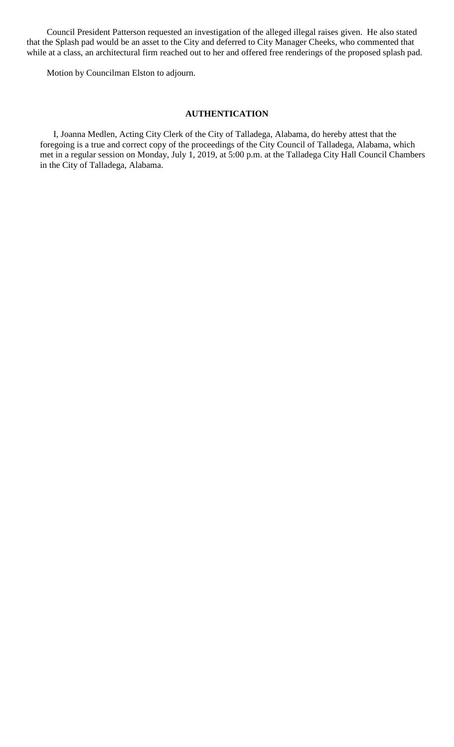Council President Patterson requested an investigation of the alleged illegal raises given. He also stated that the Splash pad would be an asset to the City and deferred to City Manager Cheeks, who commented that while at a class, an architectural firm reached out to her and offered free renderings of the proposed splash pad.

Motion by Councilman Elston to adjourn.

**AUTHENTICATION**

I, Joanna Medlen, Acting City Clerk of the City of Talladega, Alabama, do hereby attest that the foregoing is a true and correct copy of the proceedings of the City Council of Talladega, Alabama, which met in a regular session on Monday, July 1, 2019, at 5:00 p.m. at the Talladega City Hall Council Chambers in the City of Talladega, Alabama.